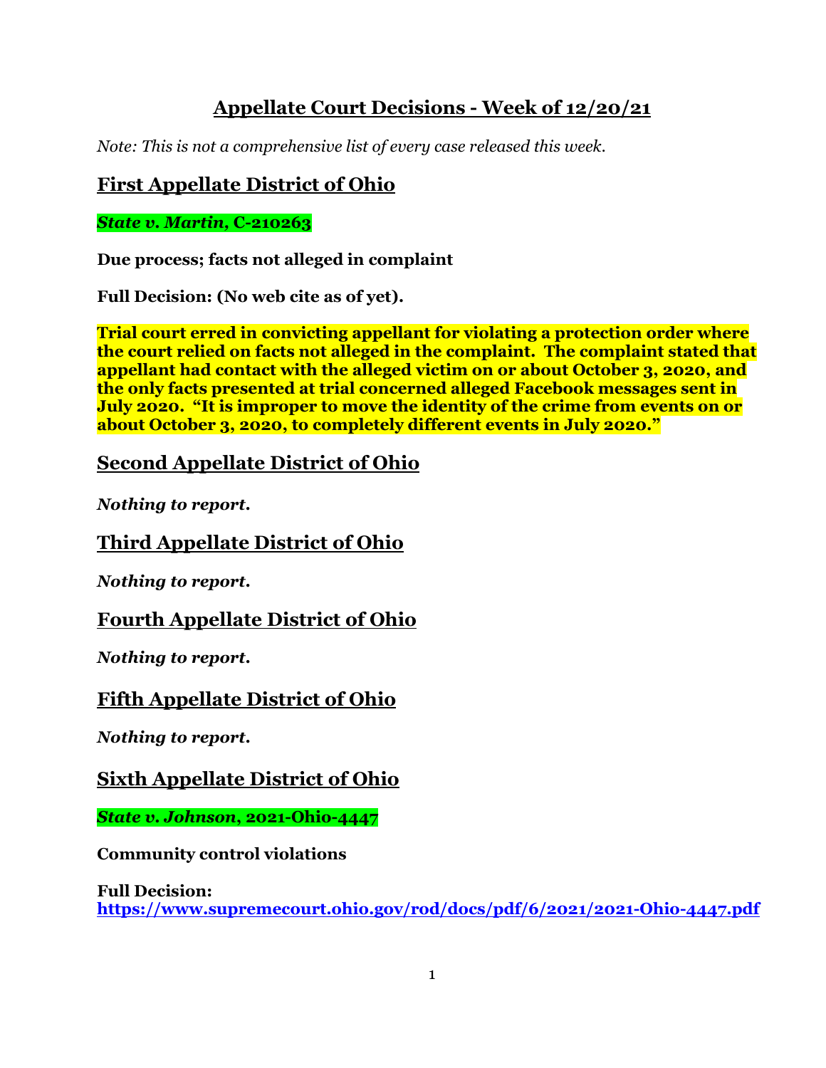# Appellate Court Decisions - Week of 12/20/21

*Note: This is not a comprehensive list of every case released this week.*

## First Appellate District of Ohio

***State v. Martin*, C-210263**

**Due process; facts not alleged in complaint**

**Full Decision: (No web cite as of yet).**

**Trial court erred in convicting appellant for violating a protection order where the court relied on facts not alleged in the complaint. The complaint stated that appellant had contact with the alleged victim on or about October 3, 2020, and the only facts presented at trial concerned alleged Facebook messages sent in July 2020. "It is improper to move the identity of the crime from events on or about October 3, 2020, to completely different events in July 2020."**

## Second Appellate District of Ohio

***Nothing to report.***

## Third Appellate District of Ohio

***Nothing to report.***

## Fourth Appellate District of Ohio

***Nothing to report.***

## Fifth Appellate District of Ohio

***Nothing to report.***

## Sixth Appellate District of Ohio

***State v. Johnson*, 2021-Ohio-4447**

**Community control violations**

**Full Decision:**
**https://www.supremecourt.ohio.gov/rod/docs/pdf/6/2021/2021-Ohio-4447.pdf**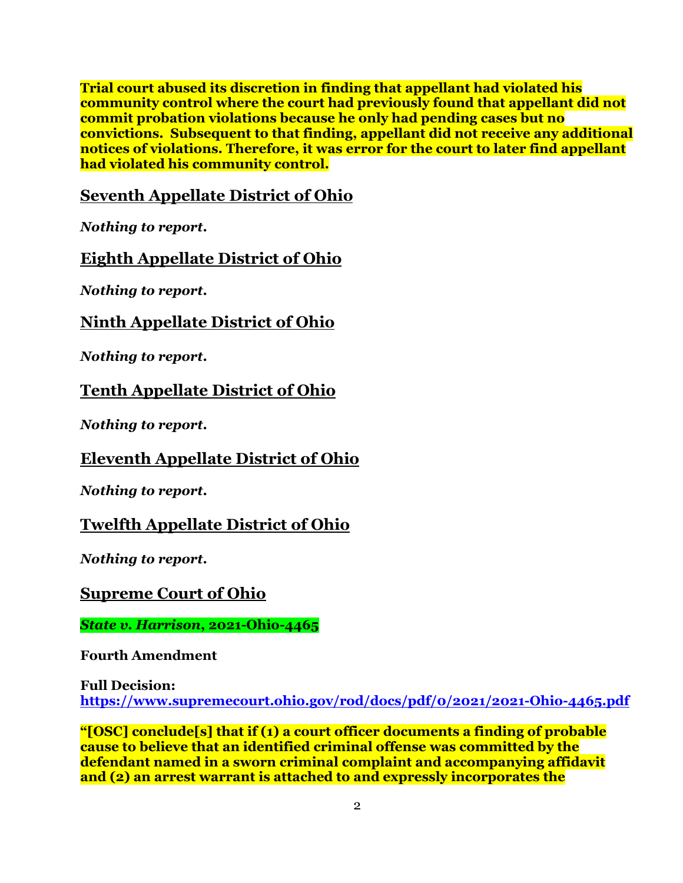**Trial court abused its discretion in finding that appellant had violated his community control where the court had previously found that appellant did not commit probation violations because he only had pending cases but no convictions. Subsequent to that finding, appellant did not receive any additional notices of violations. Therefore, it was error for the court to later find appellant had violated his community control.**

## Seventh Appellate District of Ohio

***Nothing to report.***

## Eighth Appellate District of Ohio

***Nothing to report.***

## Ninth Appellate District of Ohio

***Nothing to report.***

## Tenth Appellate District of Ohio

***Nothing to report.***

## Eleventh Appellate District of Ohio

***Nothing to report.***

## Twelfth Appellate District of Ohio

***Nothing to report.***

## Supreme Court of Ohio

***State v. Harrison*, 2021-Ohio-4465**

**Fourth Amendment**

**Full Decision:**
**https://www.supremecourt.ohio.gov/rod/docs/pdf/0/2021/2021-Ohio-4465.pdf**

**"[OSC] conclude[s] that if (1) a court officer documents a finding of probable cause to believe that an identified criminal offense was committed by the defendant named in a sworn criminal complaint and accompanying affidavit and (2) an arrest warrant is attached to and expressly incorporates the**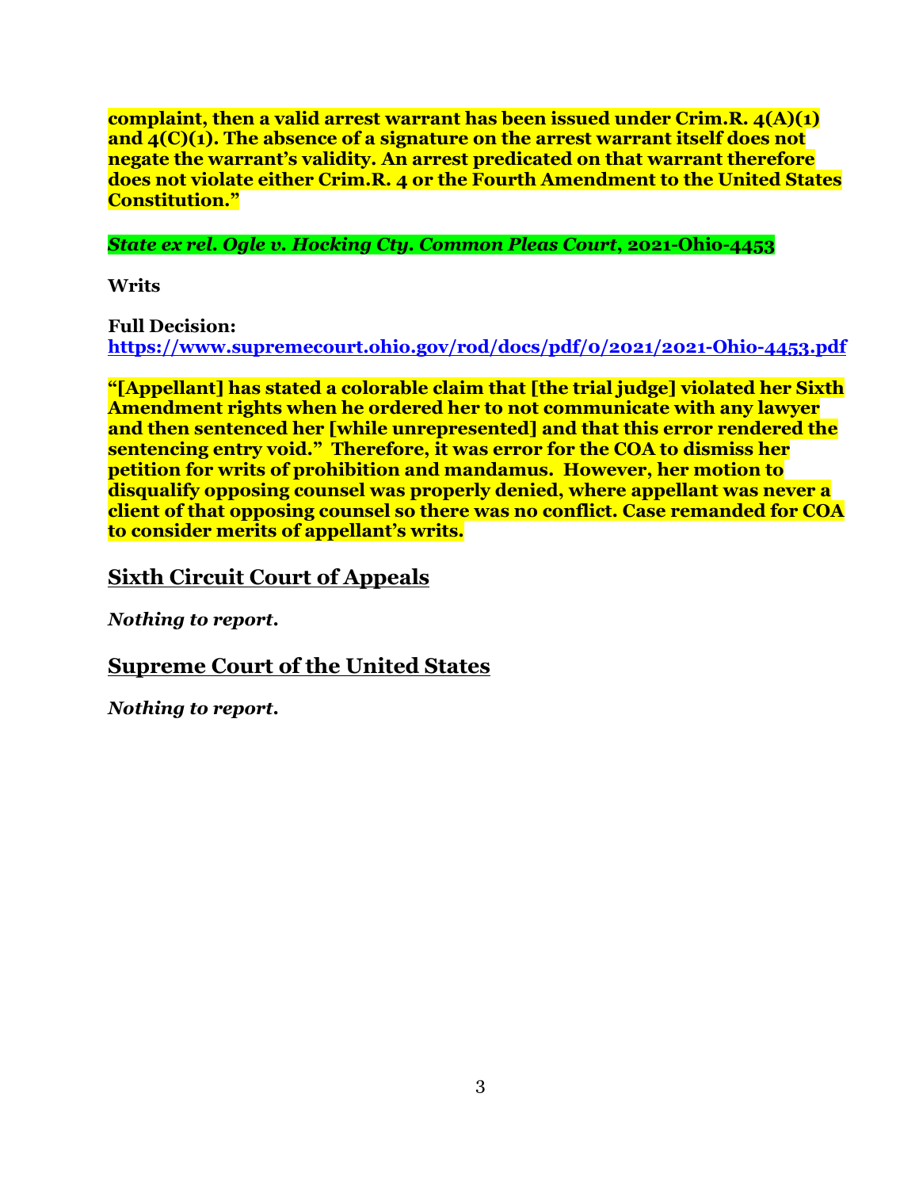**complaint, then a valid arrest warrant has been issued under Crim.R. 4(A)(1) and 4(C)(1). The absence of a signature on the arrest warrant itself does not negate the warrant's validity. An arrest predicated on that warrant therefore does not violate either Crim.R. 4 or the Fourth Amendment to the United States Constitution."**

***State ex rel. Ogle v. Hocking Cty. Common Pleas Court*, 2021-Ohio-4453**

**Writs**

**Full Decision:**
**https://www.supremecourt.ohio.gov/rod/docs/pdf/0/2021/2021-Ohio-4453.pdf**

**"[Appellant] has stated a colorable claim that [the trial judge] violated her Sixth Amendment rights when he ordered her to not communicate with any lawyer and then sentenced her [while unrepresented] and that this error rendered the sentencing entry void." Therefore, it was error for the COA to dismiss her petition for writs of prohibition and mandamus. However, her motion to disqualify opposing counsel was properly denied, where appellant was never a client of that opposing counsel so there was no conflict. Case remanded for COA to consider merits of appellant's writs.**

## Sixth Circuit Court of Appeals

***Nothing to report.***

## Supreme Court of the United States

***Nothing to report.***